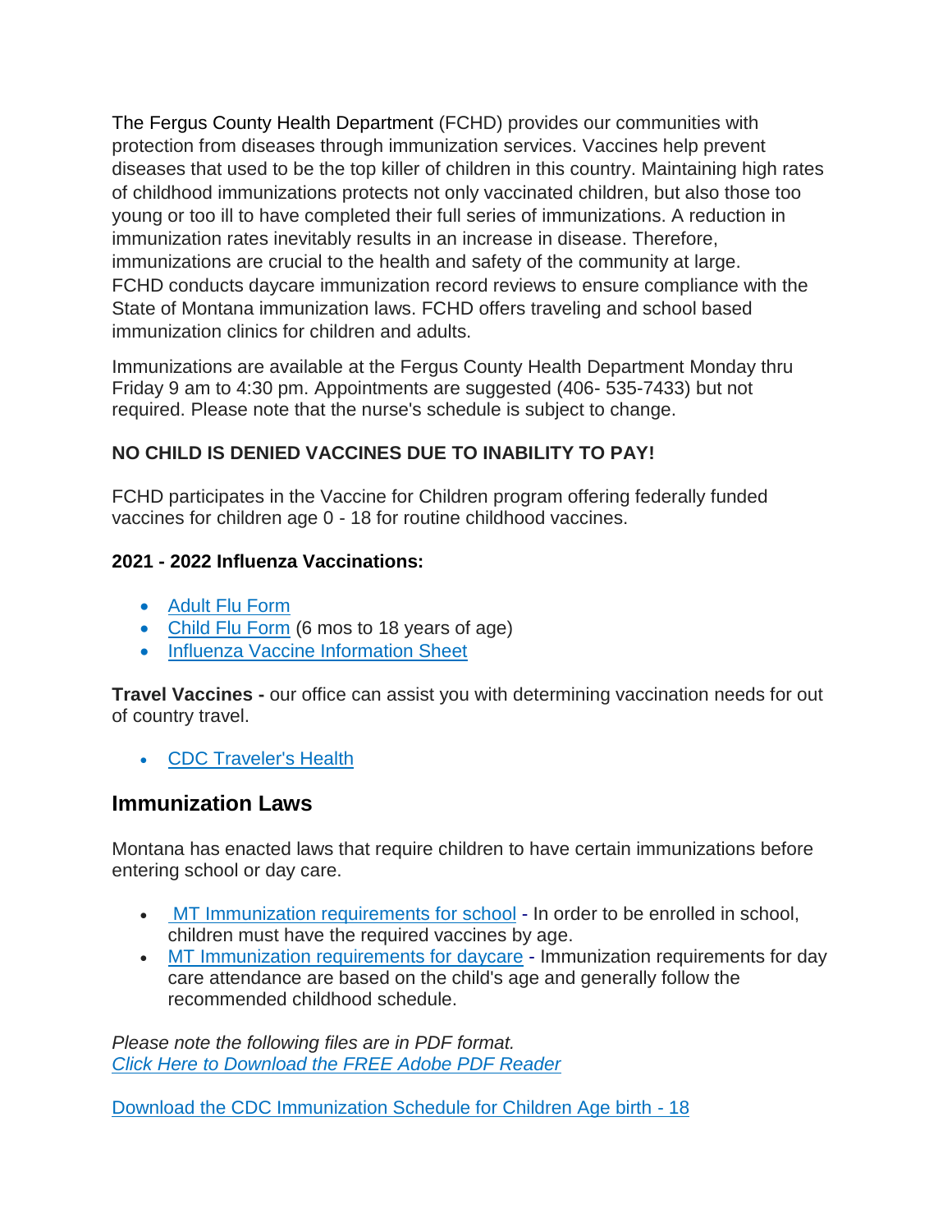The Fergus County Health Department (FCHD) provides our communities with protection from diseases through immunization services. Vaccines help prevent diseases that used to be the top killer of children in this country. Maintaining high rates of childhood immunizations protects not only vaccinated children, but also those too young or too ill to have completed their full series of immunizations. A reduction in immunization rates inevitably results in an increase in disease. Therefore, immunizations are crucial to the health and safety of the community at large. FCHD conducts daycare immunization record reviews to ensure compliance with the State of Montana immunization laws. FCHD offers traveling and school based immunization clinics for children and adults.

Immunizations are available at the Fergus County Health Department Monday thru Friday 9 am to 4:30 pm. Appointments are suggested (406- 535-7433) but not required. Please note that the nurse's schedule is subject to change.

**NO CHILD IS DENIED VACCINES DUE TO INABILITY TO PAY!**

FCHD participates in the Vaccine for Children program offering federally funded vaccines for children age 0 - 18 for routine childhood vaccines.

**2021 - 2022 Influenza Vaccinations:**

- Adult Flu Form
- Child Flu Form (6 mos to 18 years of age)
- Influenza Vaccine Information Sheet

**Travel Vaccines -** our office can assist you with determining vaccination needs for out of country travel.

- CDC Traveler's Health

## Immunization Laws

Montana has enacted laws that require children to have certain immunizations before entering school or day care.

- MT Immunization requirements for school - In order to be enrolled in school, children must have the required vaccines by age.
- MT Immunization requirements for daycare - Immunization requirements for day care attendance are based on the child's age and generally follow the recommended childhood schedule.

*Please note the following files are in PDF format.*
*Click Here to Download the FREE Adobe PDF Reader*

Download the CDC Immunization Schedule for Children Age birth - 18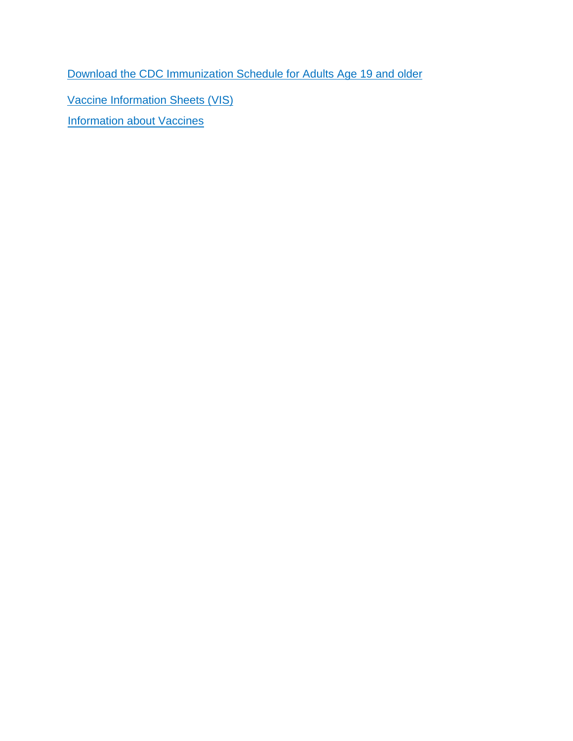Download the CDC Immunization Schedule for Adults Age 19 and older

Vaccine Information Sheets (VIS)

Information about Vaccines